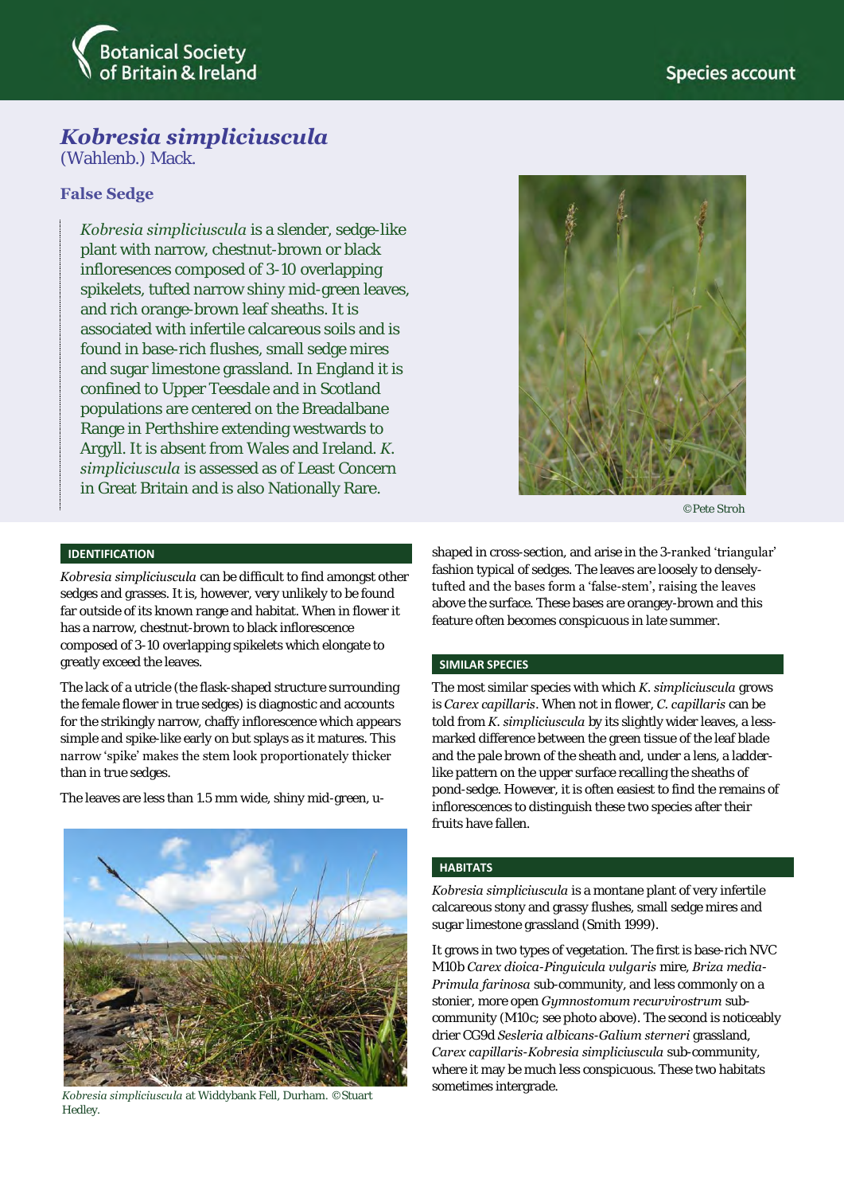Botanical Society of Britain & Ireland

Species account

# *Kobresia simpliciuscula*

(Wahlenb.) Mack.

## False Sedge

*Kobresia simpliciuscula* is a slender, sedge-like plant with narrow, chestnut-brown or black infloresences composed of 3-10 overlapping spikelets, tufted narrow shiny mid-green leaves, and rich orange-brown leaf sheaths. It is associated with infertile calcareous soils and is found in base-rich flushes, small sedge mires and sugar limestone grassland. In England it is confined to Upper Teesdale and in Scotland populations are centered on the Breadalbane Range in Perthshire extending westwards to Argyll. It is absent from Wales and Ireland. *K. simpliciuscula* is assessed as of Least Concern in Great Britain and is also Nationally Rare.

©Pete Stroh

### IDENTIFICATION

*Kobresia simpliciuscula* can be difficult to find amongst other sedges and grasses. It is, however, very unlikely to be found far outside of its known range and habitat. When in flower it has a narrow, chestnut-brown to black inflorescence composed of 3-10 overlapping spikelets which elongate to greatly exceed the leaves.

The lack of a utricle (the flask-shaped structure surrounding the female flower in true sedges) is diagnostic and accounts for the strikingly narrow, chaffy inflorescence which appears simple and spike-like early on but splays as it matures. This narrow 'spike' makes the stem look proportionately thicker than in true sedges.

The leaves are less than 1.5 mm wide, shiny mid-green, u-shaped in cross-section, and arise in the 3-ranked 'triangular' fashion typical of sedges. The leaves are loosely to densely-tufted and the bases form a 'false-stem', raising the leaves above the surface. These bases are orangey-brown and this feature often becomes conspicuous in late summer.

*Kobresia simpliciuscula* at Widdybank Fell, Durham. ©Stuart Hedley.

### SIMILAR SPECIES

The most similar species with which *K. simpliciuscula* grows is *Carex capillaris*. When not in flower, *C. capillaris* can be told from *K. simpliciuscula* by its slightly wider leaves, a less-marked difference between the green tissue of the leaf blade and the pale brown of the sheath and, under a lens, a ladder-like pattern on the upper surface recalling the sheaths of pond-sedge. However, it is often easiest to find the remains of inflorescences to distinguish these two species after their fruits have fallen.

### HABITATS

*Kobresia simpliciuscula* is a montane plant of very infertile calcareous stony and grassy flushes, small sedge mires and sugar limestone grassland (Smith 1999).

It grows in two types of vegetation. The first is base-rich NVC M10b *Carex dioica-Pinguicula vulgaris* mire, *Briza media-Primula farinosa* sub-community, and less commonly on a stonier, more open *Gymnostomum recurvirostrum* sub-community (M10c; see photo above). The second is noticeably drier CG9d *Sesleria albicans-Galium sterneri* grassland, *Carex capillaris-Kobresia simpliciuscula* sub-community, where it may be much less conspicuous. These two habitats sometimes intergrade.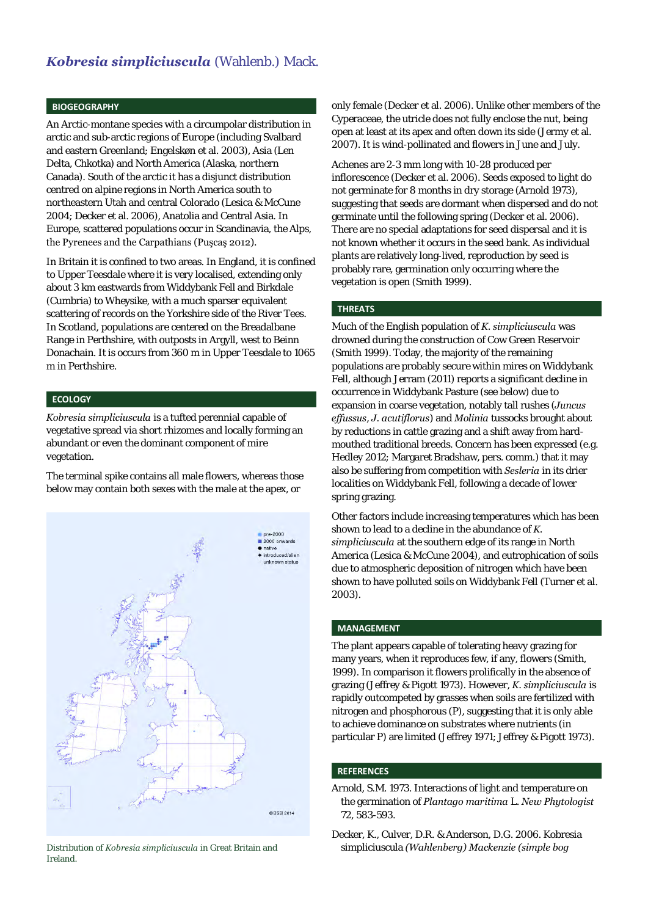# *Kobresia simpliciuscula* (Wahlenb.) Mack.

## BIOGEOGRAPHY

An Arctic-montane species with a circumpolar distribution in arctic and sub-arctic regions of Europe (including Svalbard and eastern Greenland; Engelskøn et al. 2003), Asia (Len Delta, Chkotka) and North America (Alaska, northern Canada). South of the arctic it has a disjunct distribution centred on alpine regions in North America south to northeastern Utah and central Colorado (Lesica & McCune 2004; Decker et al. 2006), Anatolia and Central Asia. In Europe, scattered populations occur in Scandinavia, the Alps, the Pyrenees and the Carpathians (Puşcaş 2012).

In Britain it is confined to two areas. In England, it is confined to Upper Teesdale where it is very localised, extending only about 3 km eastwards from Widdybank Fell and Birkdale (Cumbria) to Wheysike, with a much sparser equivalent scattering of records on the Yorkshire side of the River Tees. In Scotland, populations are centered on the Breadalbane Range in Perthshire, with outposts in Argyll, west to Beinn Donachain. It is occurs from 360 m in Upper Teesdale to 1065 m in Perthshire.

## ECOLOGY

*Kobresia simpliciuscula* is a tufted perennial capable of vegetative spread via short rhizomes and locally forming an abundant or even the dominant component of mire vegetation.

The terminal spike contains all male flowers, whereas those below may contain both sexes with the male at the apex, or only female (Decker et al. 2006). Unlike other members of the Cyperaceae, the utricle does not fully enclose the nut, being open at least at its apex and often down its side (Jermy et al. 2007). It is wind-pollinated and flowers in June and July.

Achenes are 2-3 mm long with 10-28 produced per inflorescence (Decker et al. 2006). Seeds exposed to light do not germinate for 8 months in dry storage (Arnold 1973), suggesting that seeds are dormant when dispersed and do not germinate until the following spring (Decker et al. 2006). There are no special adaptations for seed dispersal and it is not known whether it occurs in the seed bank. As individual plants are relatively long-lived, reproduction by seed is probably rare, germination only occurring where the vegetation is open (Smith 1999).

Distribution of *Kobresia simpliciuscula* in Great Britain and Ireland.

## THREATS

Much of the English population of *K. simpliciuscula* was drowned during the construction of Cow Green Reservoir (Smith 1999). Today, the majority of the remaining populations are probably secure within mires on Widdybank Fell, although Jerram (2011) reports a significant decline in occurrence in Widdybank Pasture (see below) due to expansion in coarse vegetation, notably tall rushes (*Juncus effussus*, *J. acutiflorus*) and *Molinia* tussocks brought about by reductions in cattle grazing and a shift away from hard-mouthed traditional breeds. Concern has been expressed (e.g. Hedley 2012; Margaret Bradshaw, pers. comm.) that it may also be suffering from competition with *Sesleria* in its drier localities on Widdybank Fell, following a decade of lower spring grazing.

Other factors include increasing temperatures which has been shown to lead to a decline in the abundance of *K. simpliciuscula* at the southern edge of its range in North America (Lesica & McCune 2004), and eutrophication of soils due to atmospheric deposition of nitrogen which have been shown to have polluted soils on Widdybank Fell (Turner et al. 2003).

## MANAGEMENT

The plant appears capable of tolerating heavy grazing for many years, when it reproduces few, if any, flowers (Smith, 1999). In comparison it flowers prolifically in the absence of grazing (Jeffrey & Pigott 1973). However, *K. simpliciuscula* is rapidly outcompeted by grasses when soils are fertilized with nitrogen and phosphorous (P), suggesting that it is only able to achieve dominance on substrates where nutrients (in particular P) are limited (Jeffrey 1971; Jeffrey & Pigott 1973).

## REFERENCES

Arnold, S.M. 1973. Interactions of light and temperature on the germination of *Plantago maritima* L. *New Phytologist* 72, 583-593.

Decker, K., Culver, D.R. & Anderson, D.G. 2006. Kobresia simpliciuscula *(Wahlenberg) Mackenzie (simple bog*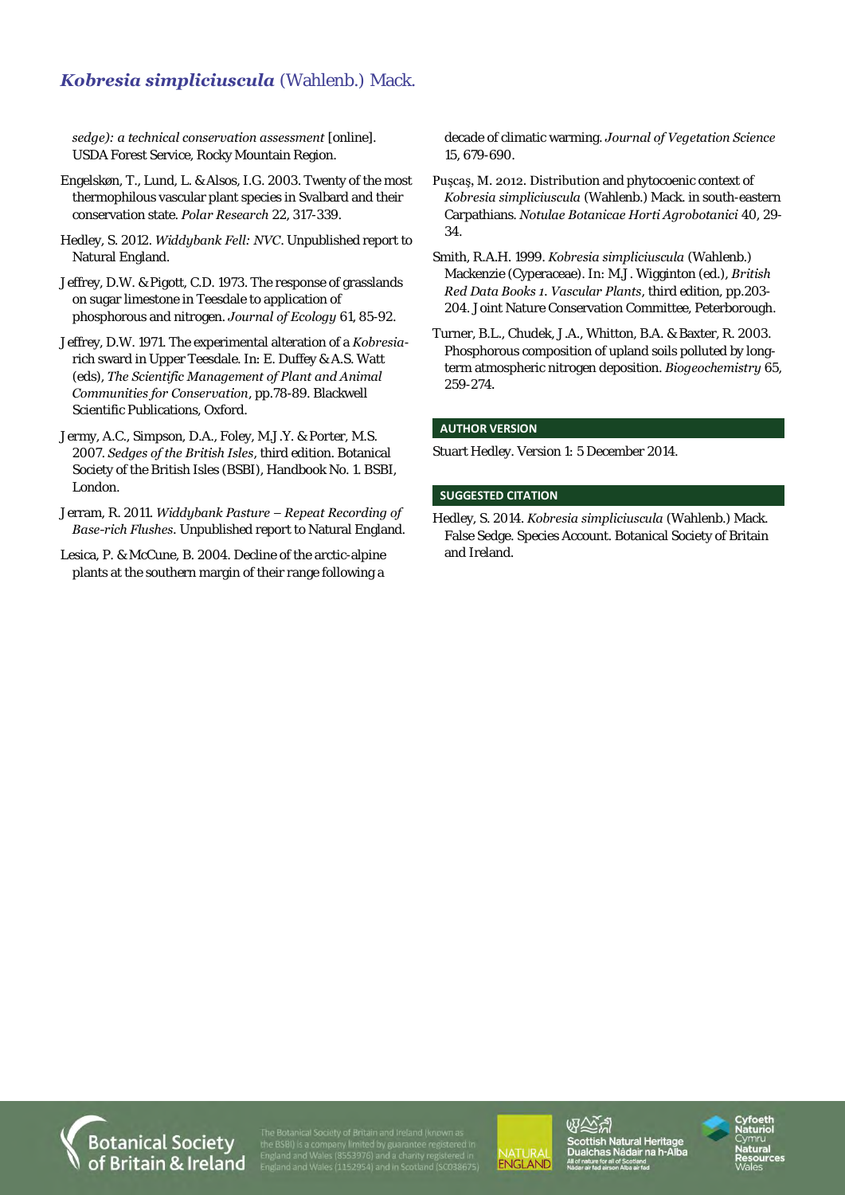*sedge): a technical conservation assessment* [online]. USDA Forest Service, Rocky Mountain Region.

Engelskøn, T., Lund, L. & Alsos, I.G. 2003. Twenty of the most thermophilous vascular plant species in Svalbard and their conservation state. *Polar Research* 22, 317-339.

Hedley, S. 2012. *Widdybank Fell: NVC*. Unpublished report to Natural England.

Jeffrey, D.W. & Pigott, C.D. 1973. The response of grasslands on sugar limestone in Teesdale to application of phosphorous and nitrogen. *Journal of Ecology* 61, 85-92.

Jeffrey, D.W. 1971. The experimental alteration of a *Kobresia*-rich sward in Upper Teesdale. In: E. Duffey & A.S. Watt (eds), *The Scientific Management of Plant and Animal Communities for Conservation*, pp.78-89. Blackwell Scientific Publications, Oxford.

Jermy, A.C., Simpson, D.A., Foley, M.J.Y. & Porter, M.S. 2007. *Sedges of the British Isles*, third edition. Botanical Society of the British Isles (BSBI), Handbook No. 1. BSBI, London.

Jerram, R. 2011. *Widdybank Pasture – Repeat Recording of Base-rich Flushes*. Unpublished report to Natural England.

Lesica, P. & McCune, B. 2004. Decline of the arctic-alpine plants at the southern margin of their range following a decade of climatic warming. *Journal of Vegetation Science* 15, 679-690.

Puşcaş, M. 2012. Distribution and phytocoenic context of *Kobresia simpliciuscula* (Wahlenb.) Mack. in south-eastern Carpathians. *Notulae Botanicae Horti Agrobotanici* 40, 29-34.

Smith, R.A.H. 1999. *Kobresia simpliciuscula* (Wahlenb.) Mackenzie (Cyperaceae). In: M.J. Wigginton (ed.), *British Red Data Books 1. Vascular Plants*, third edition, pp.203-204. Joint Nature Conservation Committee, Peterborough.

Turner, B.L., Chudek, J.A., Whitton, B.A. & Baxter, R. 2003. Phosphorous composition of upland soils polluted by long-term atmospheric nitrogen deposition. *Biogeochemistry* 65, 259-274.

## AUTHOR VERSION

Stuart Hedley. Version 1: 5 December 2014.

## SUGGESTED CITATION

Hedley, S. 2014. *Kobresia simpliciuscula* (Wahlenb.) Mack. False Sedge. Species Account. Botanical Society of Britain and Ireland.

The Botanical Society of Britain and Ireland (known as the BSBI) is a company limited by guarantee registered in England and Wales (8553976) and a charity registered in England and Wales (1152954) and in Scotland (SC038675)